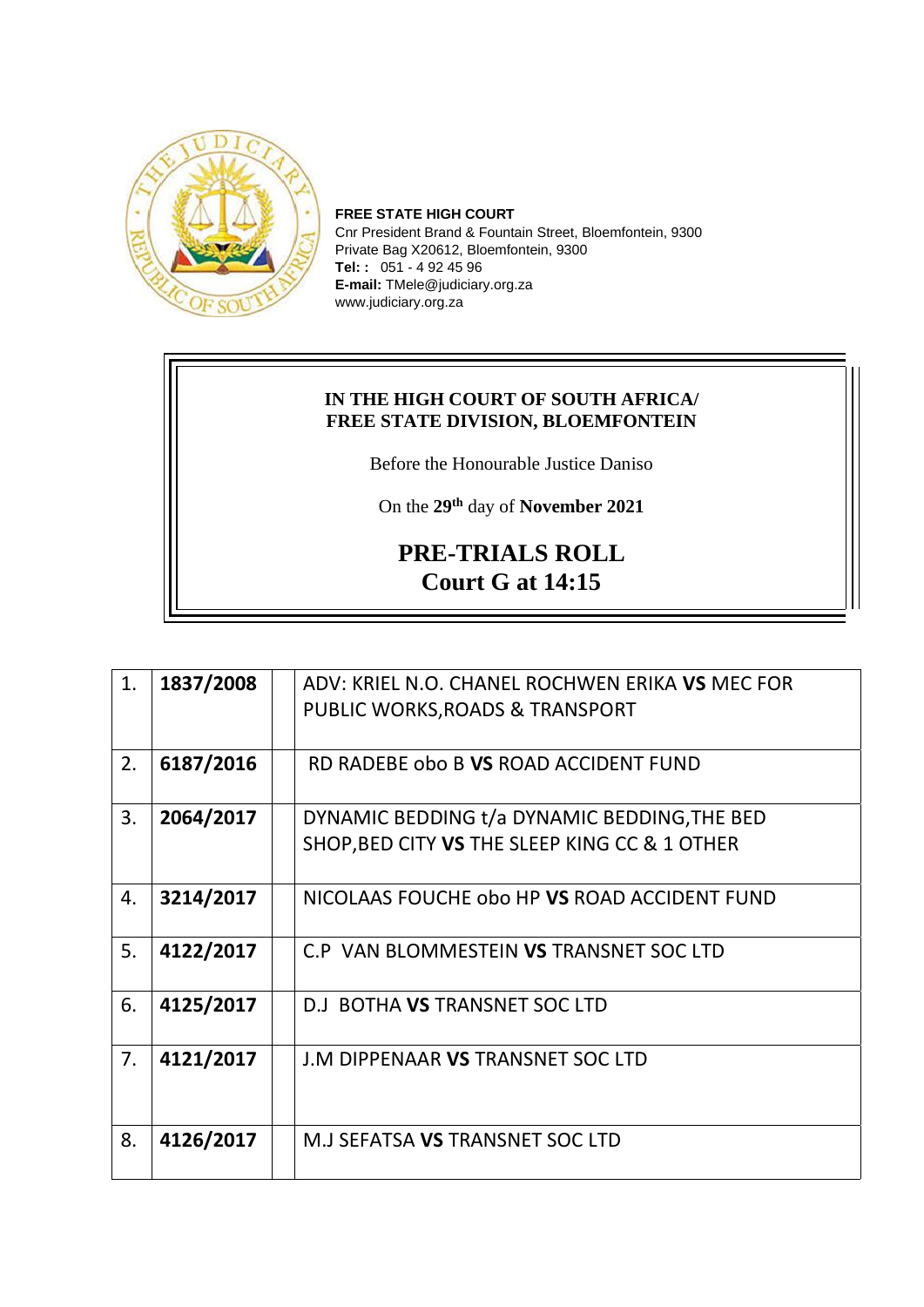**FREE STATE HIGH COURT**
Cnr President Brand & Fountain Street, Bloemfontein, 9300
Private Bag X20612, Bloemfontein, 9300
**Tel: :** 051 - 4 92 45 96
**E-mail:** TMele@judiciary.org.za
www.judiciary.org.za

**IN THE HIGH COURT OF SOUTH AFRICA/**
**FREE STATE DIVISION, BLOEMFONTEIN**

Before the Honourable Justice Daniso

On the **29th** day of **November 2021**

# PRE-TRIALS ROLL
## Court G at 14:15

| | | | |
|---|---|---|---|
| 1. | **1837/2008** | | ADV: KRIEL N.O. CHANEL ROCHWEN ERIKA **VS** MEC FOR PUBLIC WORKS,ROADS & TRANSPORT |
| 2. | **6187/2016** | | RD RADEBE obo B **VS** ROAD ACCIDENT FUND |
| 3. | **2064/2017** | | DYNAMIC BEDDING t/a DYNAMIC BEDDING,THE BED SHOP,BED CITY **VS** THE SLEEP KING CC & 1 OTHER |
| 4. | **3214/2017** | | NICOLAAS FOUCHE obo HP **VS** ROAD ACCIDENT FUND |
| 5. | **4122/2017** | | C.P VAN BLOMMESTEIN **VS** TRANSNET SOC LTD |
| 6. | **4125/2017** | | D.J BOTHA **VS** TRANSNET SOC LTD |
| 7. | **4121/2017** | | J.M DIPPENAAR **VS** TRANSNET SOC LTD |
| 8. | **4126/2017** | | M.J SEFATSA **VS** TRANSNET SOC LTD |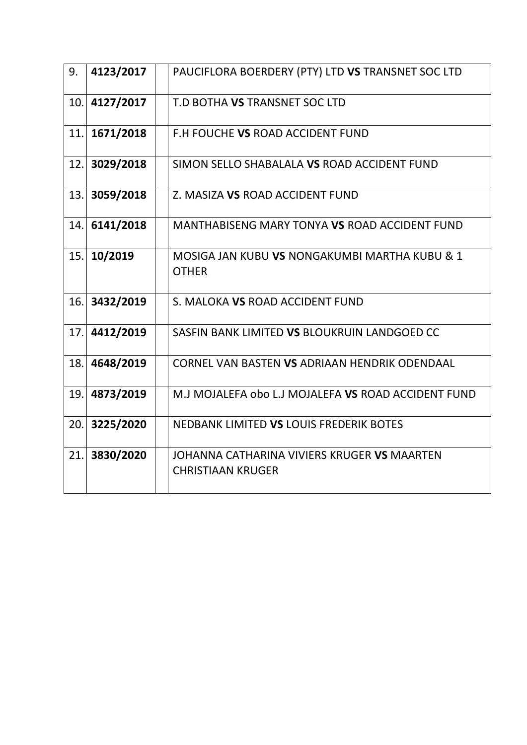| | | | |
|---|---|---|---|
| 9. | **4123/2017** | | PAUCIFLORA BOERDERY (PTY) LTD **VS** TRANSNET SOC LTD |
| 10. | **4127/2017** | | T.D BOTHA **VS** TRANSNET SOC LTD |
| 11. | **1671/2018** | | F.H FOUCHE **VS** ROAD ACCIDENT FUND |
| 12. | **3029/2018** | | SIMON SELLO SHABALALA **VS** ROAD ACCIDENT FUND |
| 13. | **3059/2018** | | Z. MASIZA **VS** ROAD ACCIDENT FUND |
| 14. | **6141/2018** | | MANTHABISENG MARY TONYA **VS** ROAD ACCIDENT FUND |
| 15. | **10/2019** | | MOSIGA JAN KUBU **VS** NONGAKUMBI MARTHA KUBU & 1 OTHER |
| 16. | **3432/2019** | | S. MALOKA **VS** ROAD ACCIDENT FUND |
| 17. | **4412/2019** | | SASFIN BANK LIMITED **VS** BLOUKRUIN LANDGOED CC |
| 18. | **4648/2019** | | CORNEL VAN BASTEN **VS** ADRIAAN HENDRIK ODENDAAL |
| 19. | **4873/2019** | | M.J MOJALEFA obo L.J MOJALEFA **VS** ROAD ACCIDENT FUND |
| 20. | **3225/2020** | | NEDBANK LIMITED **VS** LOUIS FREDERIK BOTES |
| 21. | **3830/2020** | | JOHANNA CATHARINA VIVIERS KRUGER **VS** MAARTEN CHRISTIAAN KRUGER |